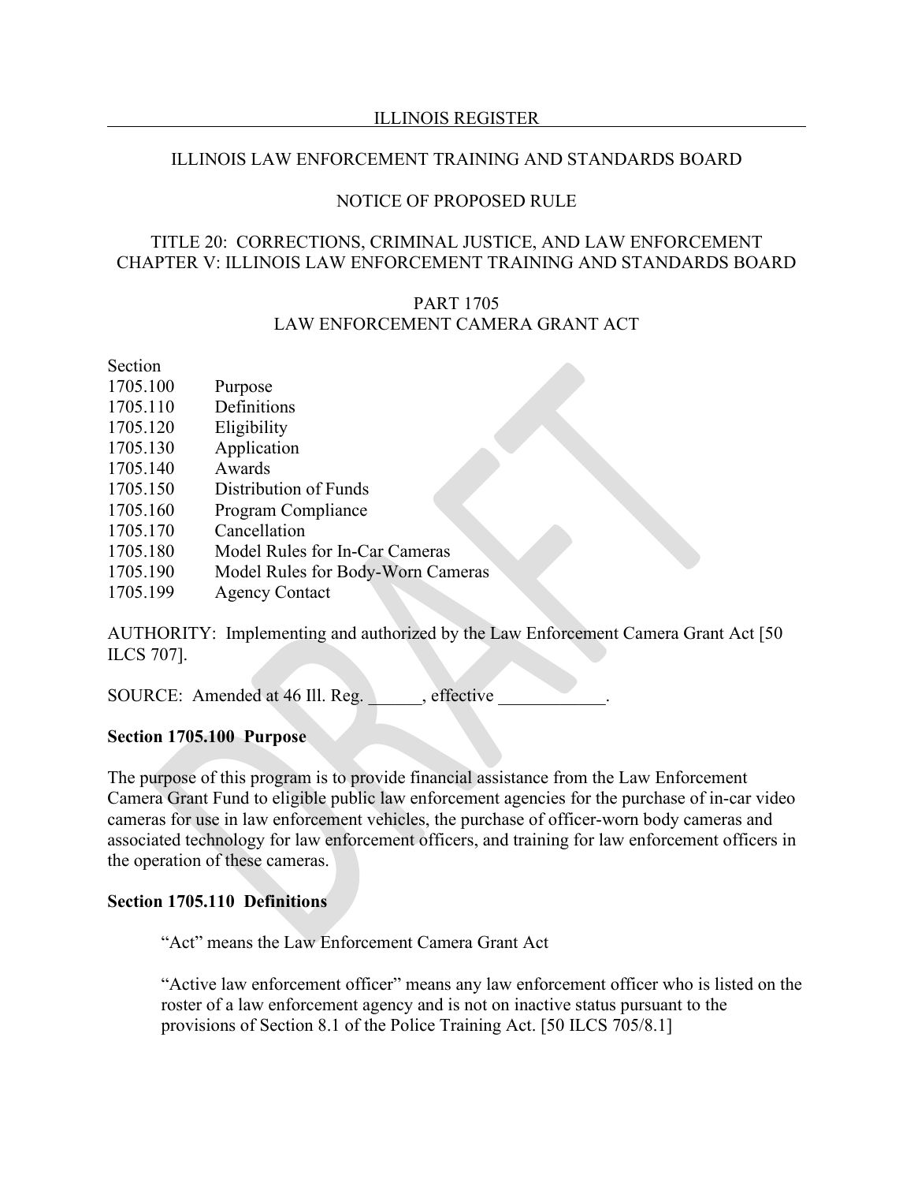ILLINOIS LAW ENFORCEMENT TRAINING AND STANDARDS BOARD

NOTICE OF PROPOSED RULE

TITLE 20: CORRECTIONS, CRIMINAL JUSTICE, AND LAW ENFORCEMENT
CHAPTER V: ILLINOIS LAW ENFORCEMENT TRAINING AND STANDARDS BOARD

PART 1705
LAW ENFORCEMENT CAMERA GRANT ACT

| Section | |
|---|---|
| 1705.100 | Purpose |
| 1705.110 | Definitions |
| 1705.120 | Eligibility |
| 1705.130 | Application |
| 1705.140 | Awards |
| 1705.150 | Distribution of Funds |
| 1705.160 | Program Compliance |
| 1705.170 | Cancellation |
| 1705.180 | Model Rules for In-Car Cameras |
| 1705.190 | Model Rules for Body-Worn Cameras |
| 1705.199 | Agency Contact |

AUTHORITY: Implementing and authorized by the Law Enforcement Camera Grant Act [50 ILCS 707].

SOURCE: Amended at 46 Ill. Reg. ______, effective ____________.

**Section 1705.100 Purpose**

The purpose of this program is to provide financial assistance from the Law Enforcement Camera Grant Fund to eligible public law enforcement agencies for the purchase of in-car video cameras for use in law enforcement vehicles, the purchase of officer-worn body cameras and associated technology for law enforcement officers, and training for law enforcement officers in the operation of these cameras.

**Section 1705.110 Definitions**

"Act" means the Law Enforcement Camera Grant Act

"Active law enforcement officer" means any law enforcement officer who is listed on the roster of a law enforcement agency and is not on inactive status pursuant to the provisions of Section 8.1 of the Police Training Act. [50 ILCS 705/8.1]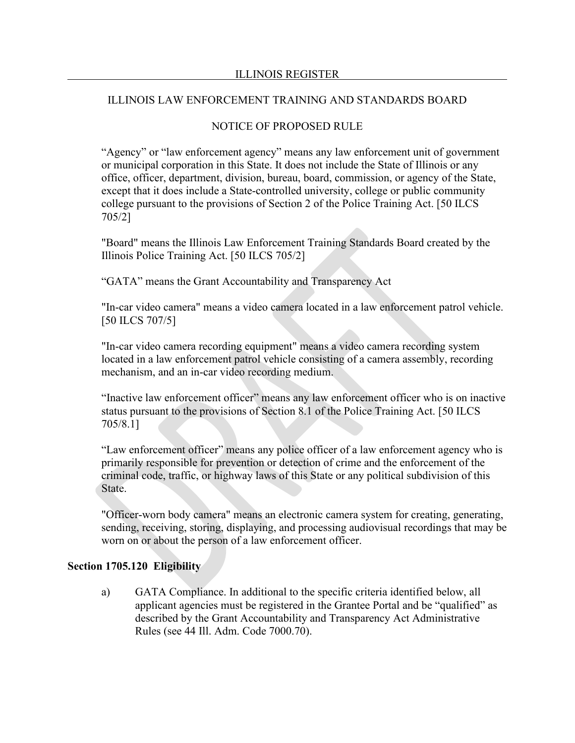"Agency" or "law enforcement agency" means any law enforcement unit of government or municipal corporation in this State. It does not include the State of Illinois or any office, officer, department, division, bureau, board, commission, or agency of the State, except that it does include a State-controlled university, college or public community college pursuant to the provisions of Section 2 of the Police Training Act. [50 ILCS 705/2]

"Board" means the Illinois Law Enforcement Training Standards Board created by the Illinois Police Training Act. [50 ILCS 705/2]

"GATA" means the Grant Accountability and Transparency Act

"In-car video camera" means a video camera located in a law enforcement patrol vehicle. [50 ILCS 707/5]

"In-car video camera recording equipment" means a video camera recording system located in a law enforcement patrol vehicle consisting of a camera assembly, recording mechanism, and an in-car video recording medium.

"Inactive law enforcement officer" means any law enforcement officer who is on inactive status pursuant to the provisions of Section 8.1 of the Police Training Act. [50 ILCS 705/8.1]

"Law enforcement officer" means any police officer of a law enforcement agency who is primarily responsible for prevention or detection of crime and the enforcement of the criminal code, traffic, or highway laws of this State or any political subdivision of this State.

"Officer-worn body camera" means an electronic camera system for creating, generating, sending, receiving, storing, displaying, and processing audiovisual recordings that may be worn on or about the person of a law enforcement officer.

**Section 1705.120 Eligibility**

a) GATA Compliance. In additional to the specific criteria identified below, all applicant agencies must be registered in the Grantee Portal and be "qualified" as described by the Grant Accountability and Transparency Act Administrative Rules (see 44 Ill. Adm. Code 7000.70).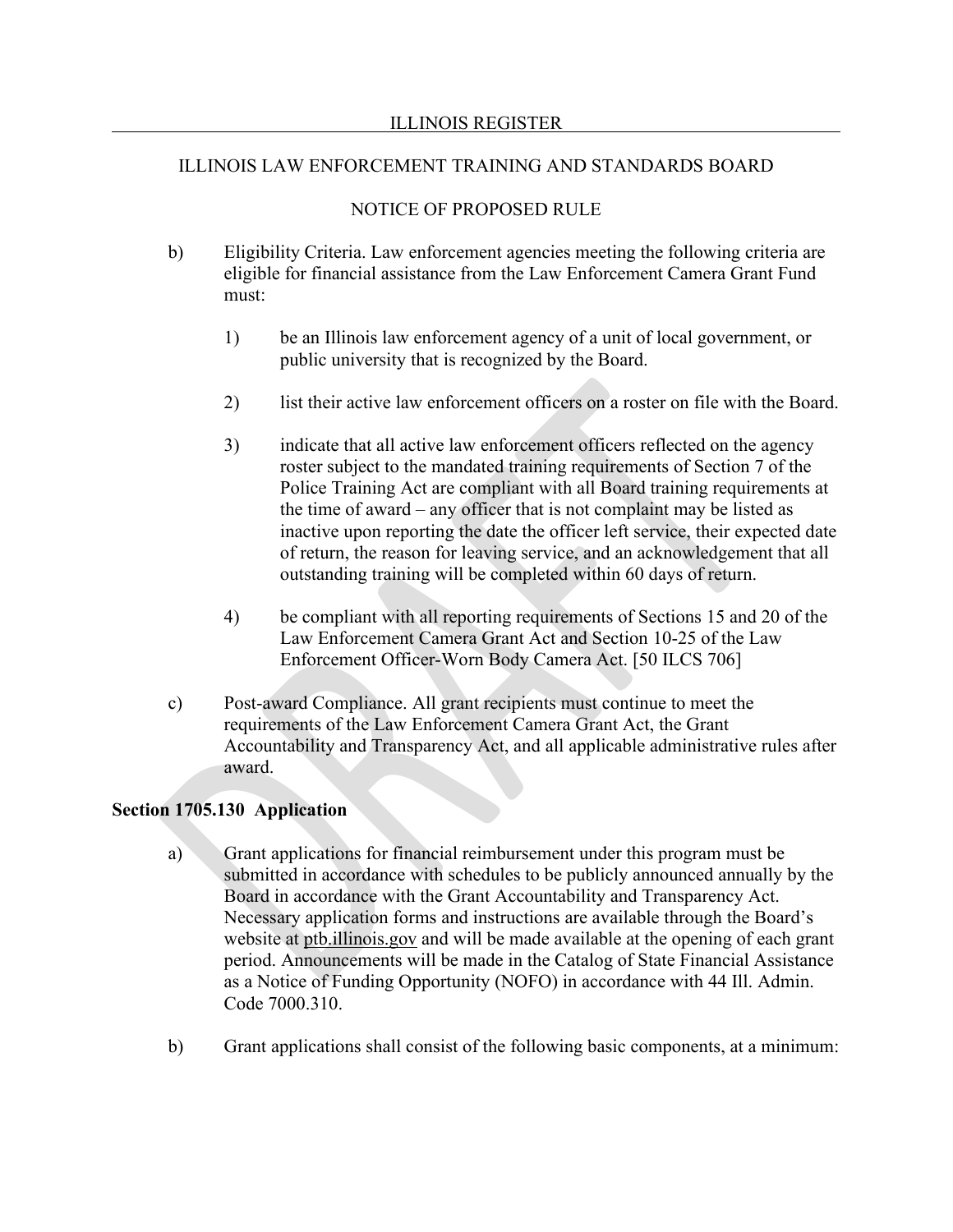b) Eligibility Criteria. Law enforcement agencies meeting the following criteria are eligible for financial assistance from the Law Enforcement Camera Grant Fund must:

1) be an Illinois law enforcement agency of a unit of local government, or public university that is recognized by the Board.

2) list their active law enforcement officers on a roster on file with the Board.

3) indicate that all active law enforcement officers reflected on the agency roster subject to the mandated training requirements of Section 7 of the Police Training Act are compliant with all Board training requirements at the time of award – any officer that is not complaint may be listed as inactive upon reporting the date the officer left service, their expected date of return, the reason for leaving service, and an acknowledgement that all outstanding training will be completed within 60 days of return.

4) be compliant with all reporting requirements of Sections 15 and 20 of the Law Enforcement Camera Grant Act and Section 10-25 of the Law Enforcement Officer-Worn Body Camera Act. [50 ILCS 706]

c) Post-award Compliance. All grant recipients must continue to meet the requirements of the Law Enforcement Camera Grant Act, the Grant Accountability and Transparency Act, and all applicable administrative rules after award.

**Section 1705.130 Application**

a) Grant applications for financial reimbursement under this program must be submitted in accordance with schedules to be publicly announced annually by the Board in accordance with the Grant Accountability and Transparency Act. Necessary application forms and instructions are available through the Board's website at ptb.illinois.gov and will be made available at the opening of each grant period. Announcements will be made in the Catalog of State Financial Assistance as a Notice of Funding Opportunity (NOFO) in accordance with 44 Ill. Admin. Code 7000.310.

b) Grant applications shall consist of the following basic components, at a minimum: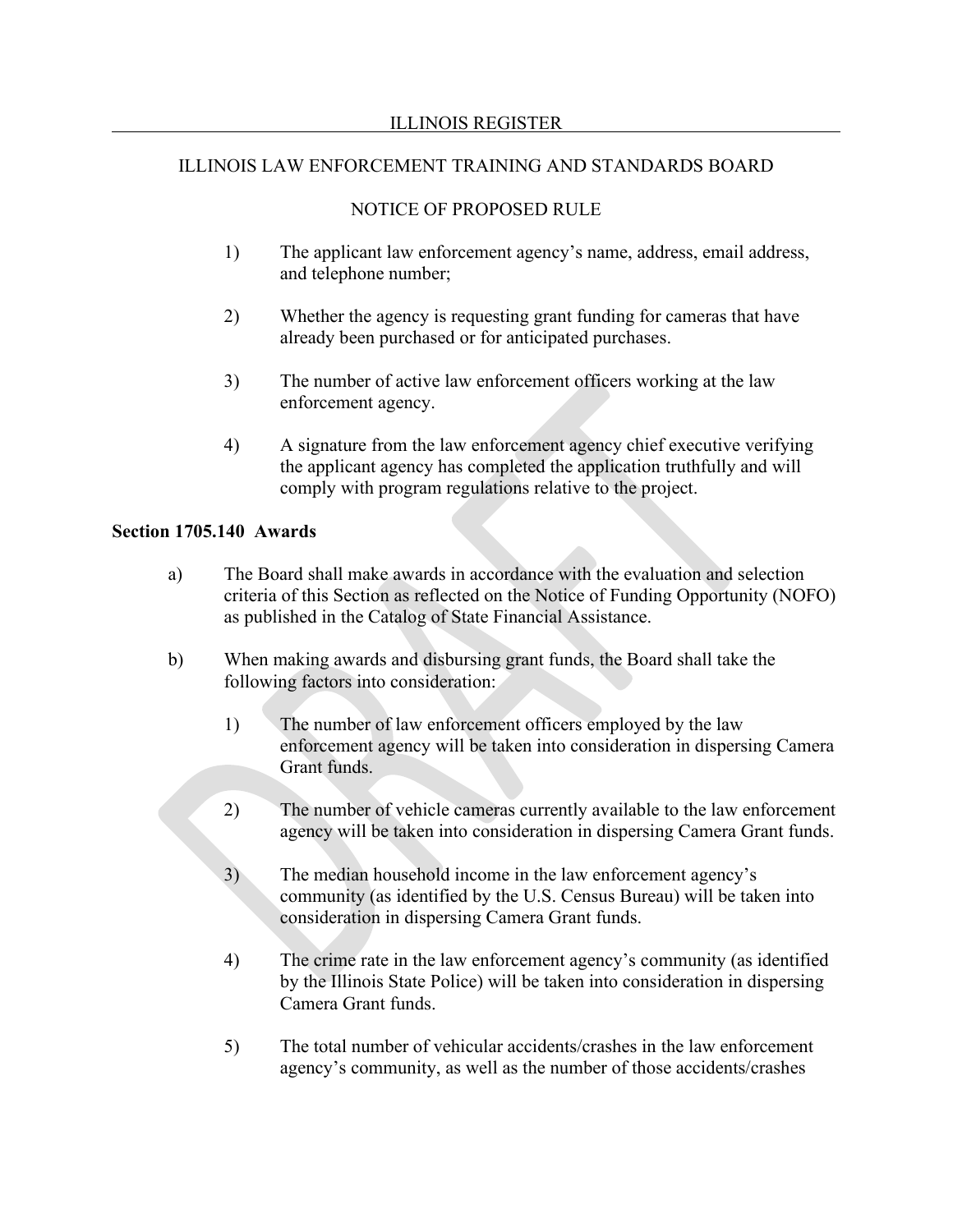ILLINOIS LAW ENFORCEMENT TRAINING AND STANDARDS BOARD

NOTICE OF PROPOSED RULE

1) The applicant law enforcement agency's name, address, email address, and telephone number;

2) Whether the agency is requesting grant funding for cameras that have already been purchased or for anticipated purchases.

3) The number of active law enforcement officers working at the law enforcement agency.

4) A signature from the law enforcement agency chief executive verifying the applicant agency has completed the application truthfully and will comply with program regulations relative to the project.

**Section 1705.140 Awards**

a) The Board shall make awards in accordance with the evaluation and selection criteria of this Section as reflected on the Notice of Funding Opportunity (NOFO) as published in the Catalog of State Financial Assistance.

b) When making awards and disbursing grant funds, the Board shall take the following factors into consideration:

1) The number of law enforcement officers employed by the law enforcement agency will be taken into consideration in dispersing Camera Grant funds.

2) The number of vehicle cameras currently available to the law enforcement agency will be taken into consideration in dispersing Camera Grant funds.

3) The median household income in the law enforcement agency's community (as identified by the U.S. Census Bureau) will be taken into consideration in dispersing Camera Grant funds.

4) The crime rate in the law enforcement agency's community (as identified by the Illinois State Police) will be taken into consideration in dispersing Camera Grant funds.

5) The total number of vehicular accidents/crashes in the law enforcement agency's community, as well as the number of those accidents/crashes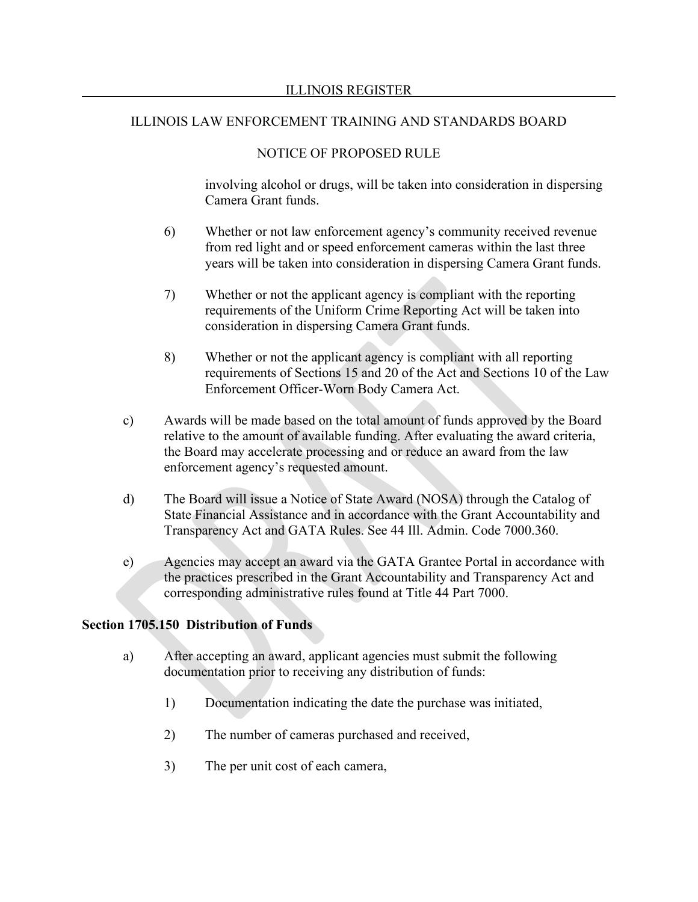involving alcohol or drugs, will be taken into consideration in dispersing Camera Grant funds.

6) Whether or not law enforcement agency's community received revenue from red light and or speed enforcement cameras within the last three years will be taken into consideration in dispersing Camera Grant funds.

7) Whether or not the applicant agency is compliant with the reporting requirements of the Uniform Crime Reporting Act will be taken into consideration in dispersing Camera Grant funds.

8) Whether or not the applicant agency is compliant with all reporting requirements of Sections 15 and 20 of the Act and Sections 10 of the Law Enforcement Officer-Worn Body Camera Act.

c) Awards will be made based on the total amount of funds approved by the Board relative to the amount of available funding. After evaluating the award criteria, the Board may accelerate processing and or reduce an award from the law enforcement agency's requested amount.

d) The Board will issue a Notice of State Award (NOSA) through the Catalog of State Financial Assistance and in accordance with the Grant Accountability and Transparency Act and GATA Rules. See 44 Ill. Admin. Code 7000.360.

e) Agencies may accept an award via the GATA Grantee Portal in accordance with the practices prescribed in the Grant Accountability and Transparency Act and corresponding administrative rules found at Title 44 Part 7000.

**Section 1705.150 Distribution of Funds**

a) After accepting an award, applicant agencies must submit the following documentation prior to receiving any distribution of funds:

1) Documentation indicating the date the purchase was initiated,

2) The number of cameras purchased and received,

3) The per unit cost of each camera,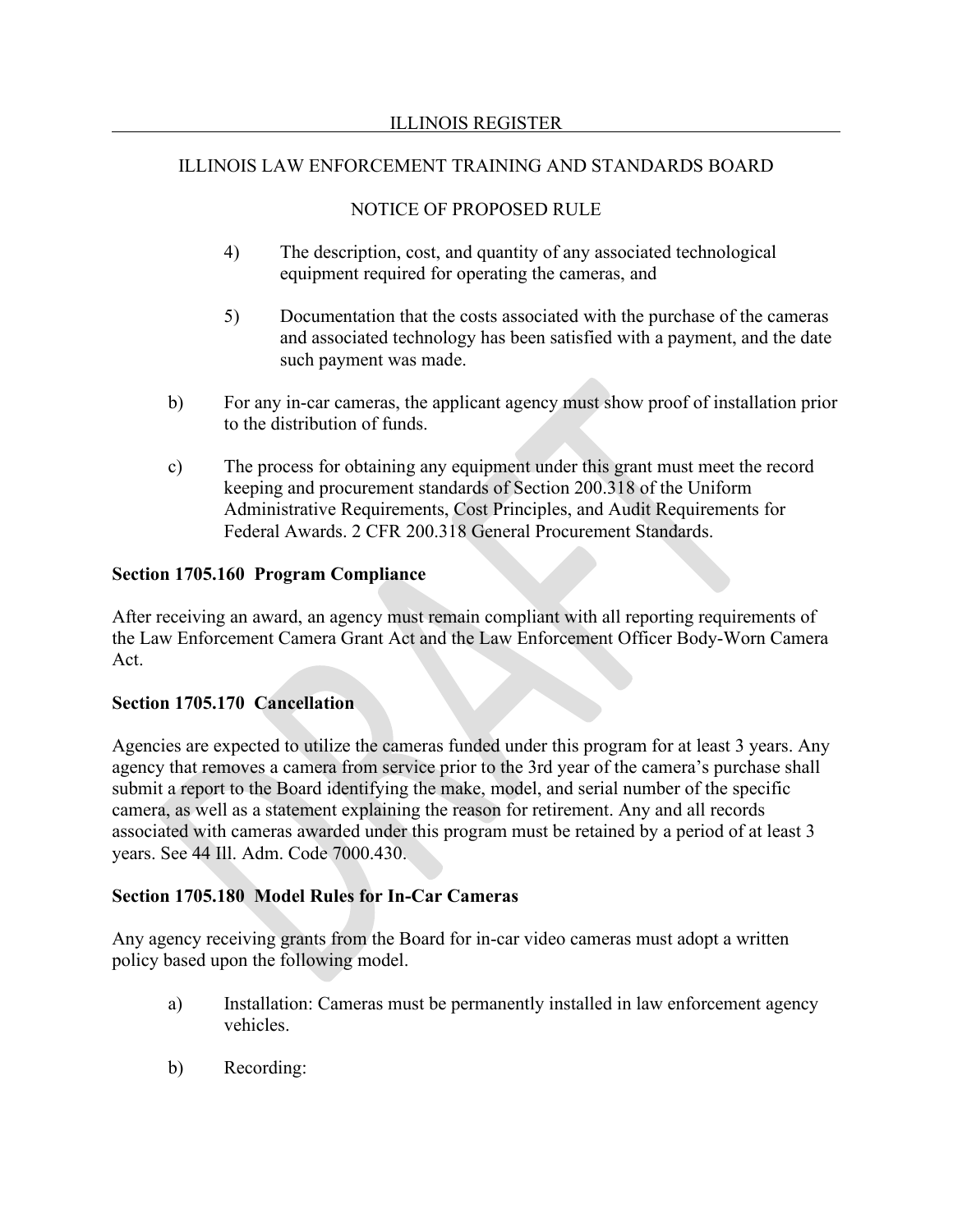4) The description, cost, and quantity of any associated technological equipment required for operating the cameras, and

5) Documentation that the costs associated with the purchase of the cameras and associated technology has been satisfied with a payment, and the date such payment was made.

b) For any in-car cameras, the applicant agency must show proof of installation prior to the distribution of funds.

c) The process for obtaining any equipment under this grant must meet the record keeping and procurement standards of Section 200.318 of the Uniform Administrative Requirements, Cost Principles, and Audit Requirements for Federal Awards. 2 CFR 200.318 General Procurement Standards.

**Section 1705.160 Program Compliance**

After receiving an award, an agency must remain compliant with all reporting requirements of the Law Enforcement Camera Grant Act and the Law Enforcement Officer Body-Worn Camera Act.

**Section 1705.170 Cancellation**

Agencies are expected to utilize the cameras funded under this program for at least 3 years. Any agency that removes a camera from service prior to the 3rd year of the camera's purchase shall submit a report to the Board identifying the make, model, and serial number of the specific camera, as well as a statement explaining the reason for retirement. Any and all records associated with cameras awarded under this program must be retained by a period of at least 3 years. See 44 Ill. Adm. Code 7000.430.

**Section 1705.180 Model Rules for In-Car Cameras**

Any agency receiving grants from the Board for in-car video cameras must adopt a written policy based upon the following model.

a) Installation: Cameras must be permanently installed in law enforcement agency vehicles.

b) Recording: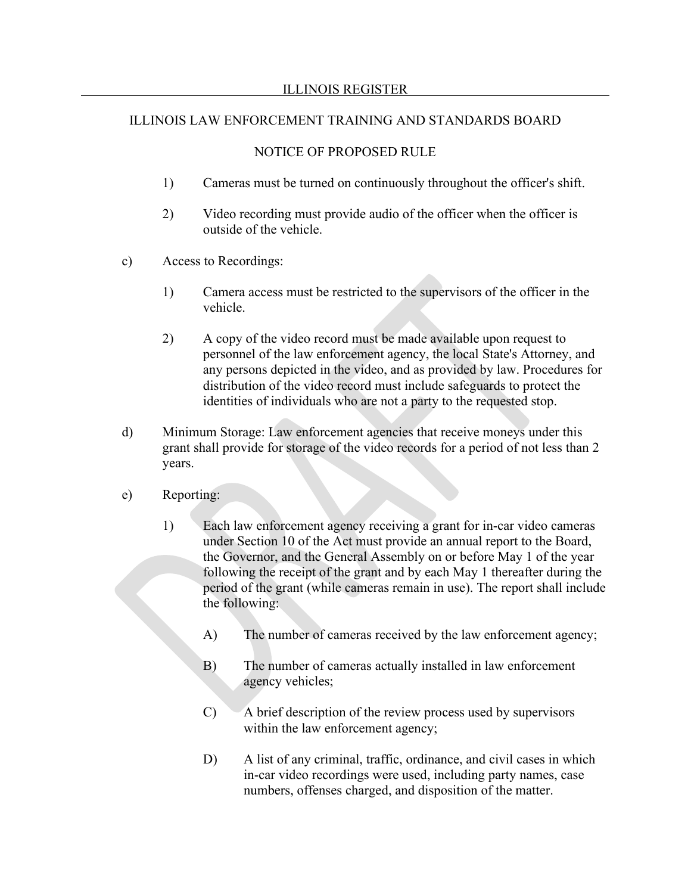1) Cameras must be turned on continuously throughout the officer's shift.

2) Video recording must provide audio of the officer when the officer is outside of the vehicle.

c) Access to Recordings:

1) Camera access must be restricted to the supervisors of the officer in the vehicle.

2) A copy of the video record must be made available upon request to personnel of the law enforcement agency, the local State's Attorney, and any persons depicted in the video, and as provided by law. Procedures for distribution of the video record must include safeguards to protect the identities of individuals who are not a party to the requested stop.

d) Minimum Storage: Law enforcement agencies that receive moneys under this grant shall provide for storage of the video records for a period of not less than 2 years.

e) Reporting:

1) Each law enforcement agency receiving a grant for in-car video cameras under Section 10 of the Act must provide an annual report to the Board, the Governor, and the General Assembly on or before May 1 of the year following the receipt of the grant and by each May 1 thereafter during the period of the grant (while cameras remain in use). The report shall include the following:

A) The number of cameras received by the law enforcement agency;

B) The number of cameras actually installed in law enforcement agency vehicles;

C) A brief description of the review process used by supervisors within the law enforcement agency;

D) A list of any criminal, traffic, ordinance, and civil cases in which in-car video recordings were used, including party names, case numbers, offenses charged, and disposition of the matter.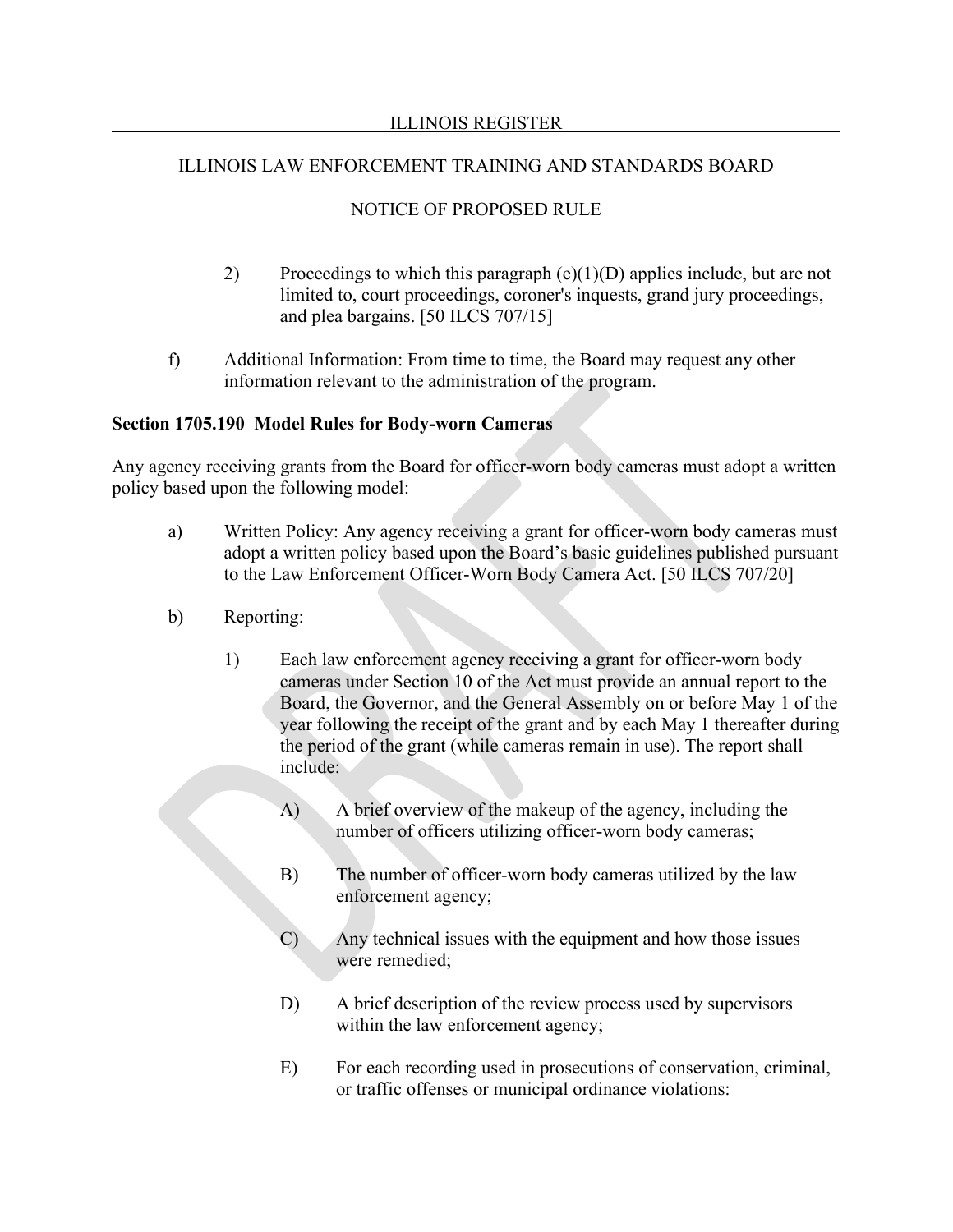2) Proceedings to which this paragraph (e)(1)(D) applies include, but are not limited to, court proceedings, coroner's inquests, grand jury proceedings, and plea bargains. [50 ILCS 707/15]

f) Additional Information: From time to time, the Board may request any other information relevant to the administration of the program.

**Section 1705.190 Model Rules for Body-worn Cameras**

Any agency receiving grants from the Board for officer-worn body cameras must adopt a written policy based upon the following model:

a) Written Policy: Any agency receiving a grant for officer-worn body cameras must adopt a written policy based upon the Board's basic guidelines published pursuant to the Law Enforcement Officer-Worn Body Camera Act. [50 ILCS 707/20]

b) Reporting:

1) Each law enforcement agency receiving a grant for officer-worn body cameras under Section 10 of the Act must provide an annual report to the Board, the Governor, and the General Assembly on or before May 1 of the year following the receipt of the grant and by each May 1 thereafter during the period of the grant (while cameras remain in use). The report shall include:

A) A brief overview of the makeup of the agency, including the number of officers utilizing officer-worn body cameras;

B) The number of officer-worn body cameras utilized by the law enforcement agency;

C) Any technical issues with the equipment and how those issues were remedied;

D) A brief description of the review process used by supervisors within the law enforcement agency;

E) For each recording used in prosecutions of conservation, criminal, or traffic offenses or municipal ordinance violations: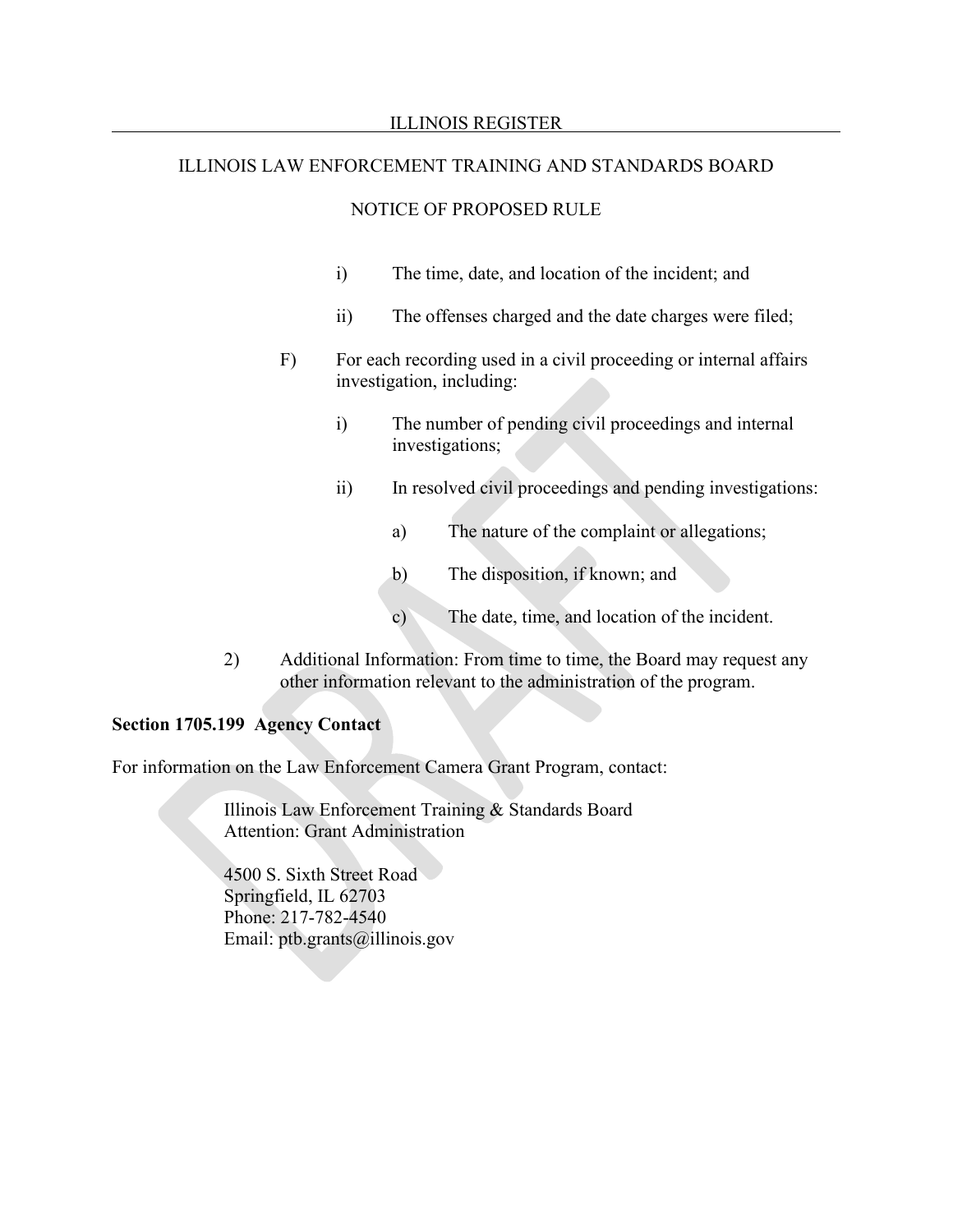i) The time, date, and location of the incident; and

ii) The offenses charged and the date charges were filed;

F) For each recording used in a civil proceeding or internal affairs investigation, including:

i) The number of pending civil proceedings and internal investigations;

ii) In resolved civil proceedings and pending investigations:

a) The nature of the complaint or allegations;

b) The disposition, if known; and

c) The date, time, and location of the incident.

2) Additional Information: From time to time, the Board may request any other information relevant to the administration of the program.

**Section 1705.199 Agency Contact**

For information on the Law Enforcement Camera Grant Program, contact:

Illinois Law Enforcement Training & Standards Board
Attention: Grant Administration

4500 S. Sixth Street Road
Springfield, IL 62703
Phone: 217-782-4540
Email: ptb.grants@illinois.gov